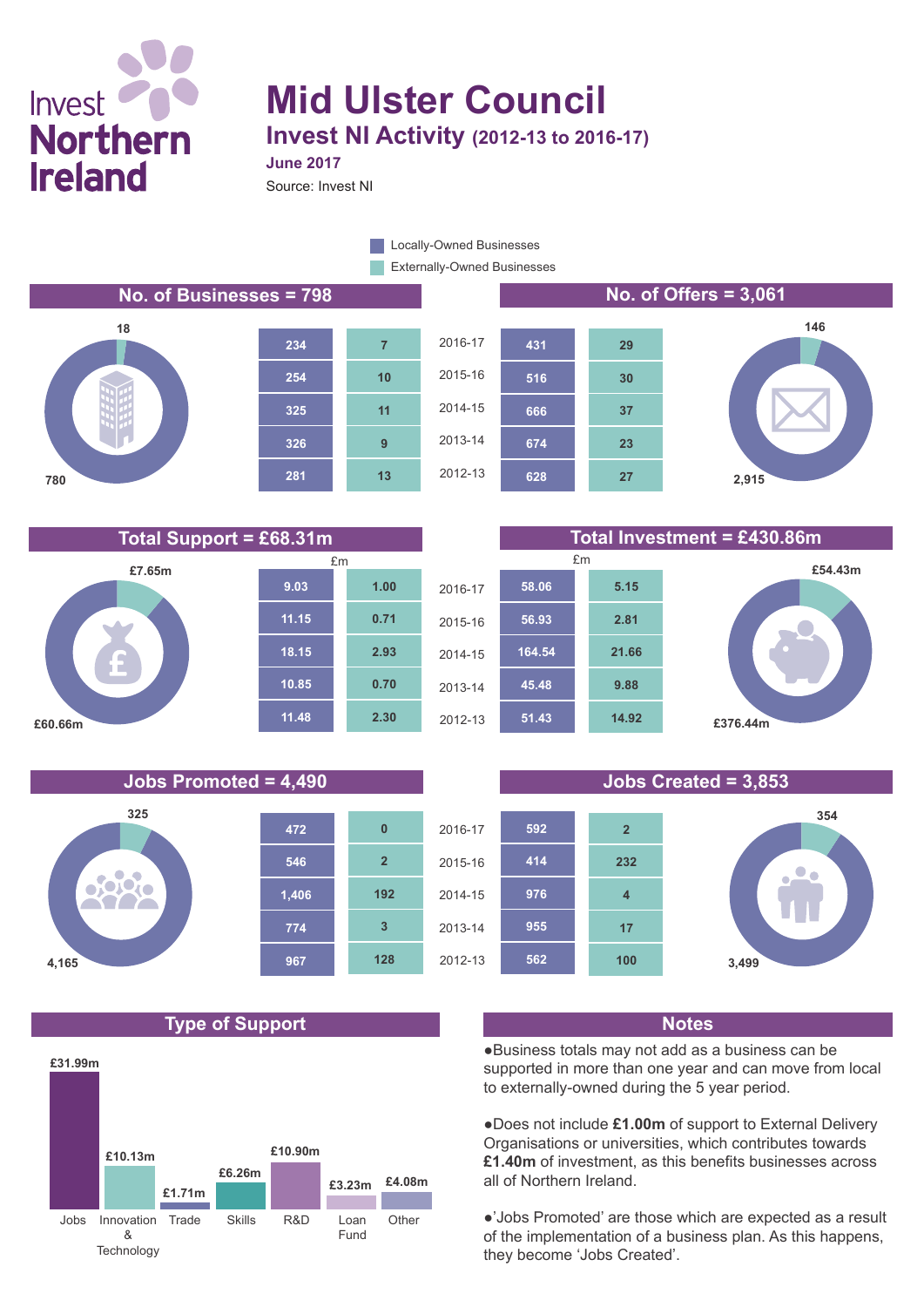Invest Northern Ireland

# Mid Ulster Council

## Invest NI Activity (2012-13 to 2016-17)

**June 2017**

Source: Invest NI

Legend: Locally-Owned Businesses / Externally-Owned Businesses

### No. of Businesses = 798

Locally-Owned: 780; Externally-Owned: 18

| Year | Locally-Owned | Externally-Owned |
|---|---|---|
| 2016-17 | 234 | 7 |
| 2015-16 | 254 | 10 |
| 2014-15 | 325 | 11 |
| 2013-14 | 326 | 9 |
| 2012-13 | 281 | 13 |

### No. of Offers = 3,061

Locally-Owned: 2,915; Externally-Owned: 146

| Year | Locally-Owned | Externally-Owned |
|---|---|---|
| 2016-17 | 431 | 29 |
| 2015-16 | 516 | 30 |
| 2014-15 | 666 | 37 |
| 2013-14 | 674 | 23 |
| 2012-13 | 628 | 27 |

### Total Support = £68.31m

Locally-Owned: £60.66m; Externally-Owned: £7.65m

| Year | Locally-Owned (£m) | Externally-Owned (£m) |
|---|---|---|
| 2016-17 | 9.03 | 1.00 |
| 2015-16 | 11.15 | 0.71 |
| 2014-15 | 18.15 | 2.93 |
| 2013-14 | 10.85 | 0.70 |
| 2012-13 | 11.48 | 2.30 |

### Total Investment = £430.86m

Locally-Owned: £376.44m; Externally-Owned: £54.43m

| Year | Locally-Owned (£m) | Externally-Owned (£m) |
|---|---|---|
| 2016-17 | 58.06 | 5.15 |
| 2015-16 | 56.93 | 2.81 |
| 2014-15 | 164.54 | 21.66 |
| 2013-14 | 45.48 | 9.88 |
| 2012-13 | 51.43 | 14.92 |

### Jobs Promoted = 4,490

Locally-Owned: 4,165; Externally-Owned: 325

| Year | Locally-Owned | Externally-Owned |
|---|---|---|
| 2016-17 | 472 | 0 |
| 2015-16 | 546 | 2 |
| 2014-15 | 1,406 | 192 |
| 2013-14 | 774 | 3 |
| 2012-13 | 967 | 128 |

### Jobs Created = 3,853

Locally-Owned: 3,499; Externally-Owned: 354

| Year | Locally-Owned | Externally-Owned |
|---|---|---|
| 2016-17 | 592 | 2 |
| 2015-16 | 414 | 232 |
| 2014-15 | 976 | 4 |
| 2013-14 | 955 | 17 |
| 2012-13 | 562 | 100 |

### Type of Support

| Type | Amount |
|---|---|
| Jobs | £31.99m |
| Innovation & Technology | £10.13m |
| Trade | £1.71m |
| Skills | £6.26m |
| R&D | £10.90m |
| Loan Fund | £3.23m |
| Other | £4.08m |

### Notes

- Business totals may not add as a business can be supported in more than one year and can move from local to externally-owned during the 5 year period.
- Does not include **£1.00m** of support to External Delivery Organisations or universities, which contributes towards **£1.40m** of investment, as this benefits businesses across all of Northern Ireland.
- 'Jobs Promoted' are those which are expected as a result of the implementation of a business plan. As this happens, they become 'Jobs Created'.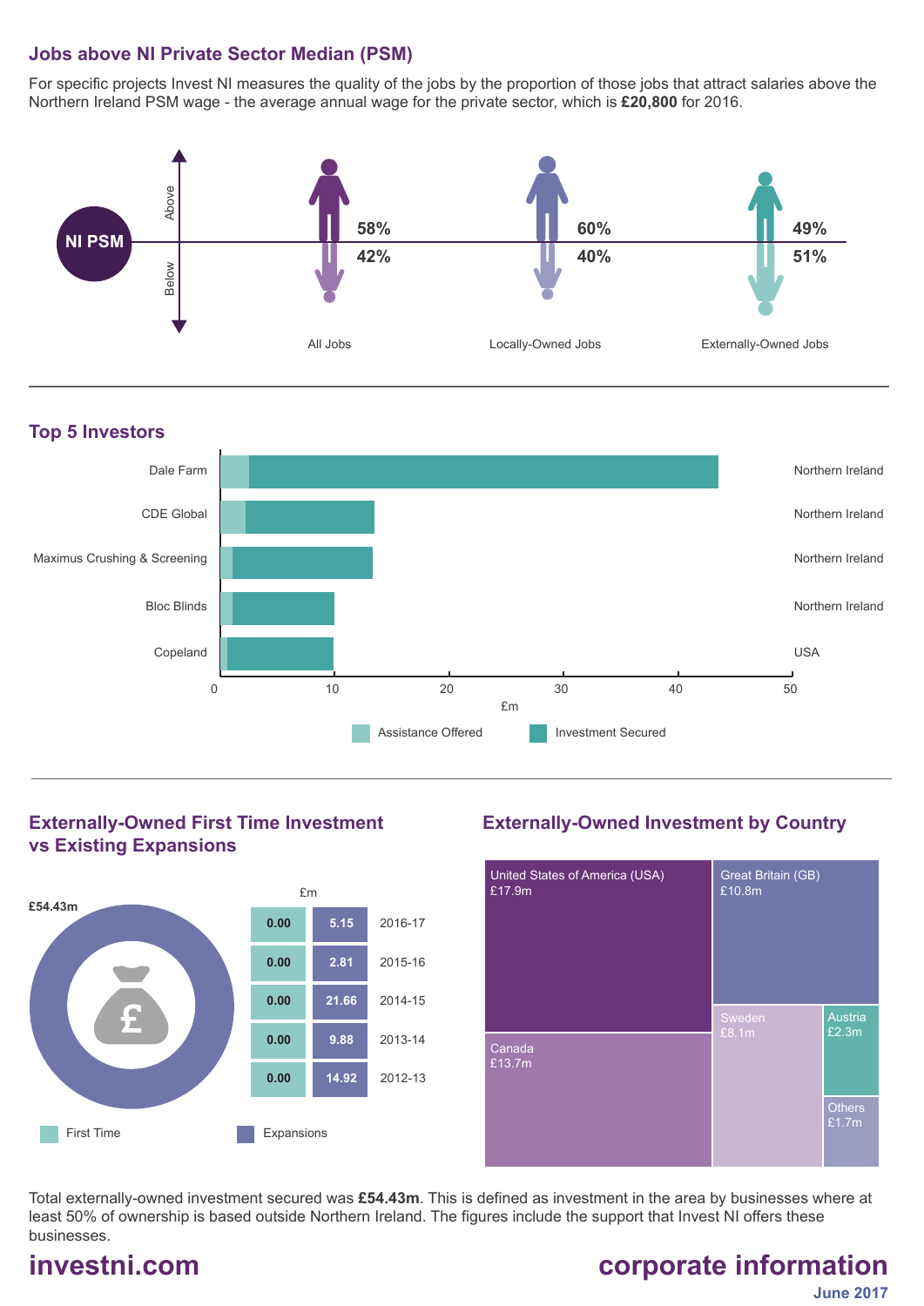## Jobs above NI Private Sector Median (PSM)

For specific projects Invest NI measures the quality of the jobs by the proportion of those jobs that attract salaries above the Northern Ireland PSM wage - the average annual wage for the private sector, which is **£20,800** for 2016.

NI PSM

Above

Below

58%
42%
All Jobs

60%
40%
Locally-Owned Jobs

49%
51%
Externally-Owned Jobs

## Top 5 Investors

Dale Farm — Northern Ireland
CDE Global — Northern Ireland
Maximus Crushing & Screening — Northern Ireland
Bloc Blinds — Northern Ireland
Copeland — USA

0 10 20 30 40 50
£m

Assistance Offered
Investment Secured

## Externally-Owned First Time Investment vs Existing Expansions

£54.43m

£m

| | | |
|---|---|---|
| 0.00 | 5.15 | 2016-17 |
| 0.00 | 2.81 | 2015-16 |
| 0.00 | 21.66 | 2014-15 |
| 0.00 | 9.88 | 2013-14 |
| 0.00 | 14.92 | 2012-13 |

First Time
Expansions

## Externally-Owned Investment by Country

United States of America (USA)
£17.9m

Great Britain (GB)
£10.8m

Canada
£13.7m

Sweden
£8.1m

Austria
£2.3m

Others
£1.7m

Total externally-owned investment secured was **£54.43m**. This is defined as investment in the area by businesses where at least 50% of ownership is based outside Northern Ireland. The figures include the support that Invest NI offers these businesses.

**investni.com**

**corporate information**
June 2017